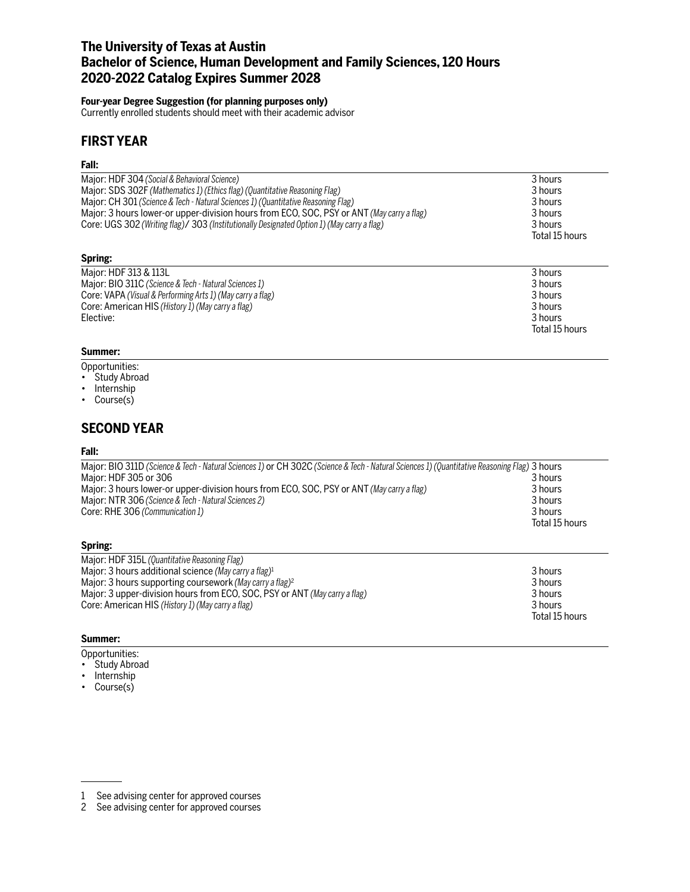# The University of Texas at Austin
# Bachelor of Science, Human Development and Family Sciences, 120 Hours
# 2020-2022 Catalog Expires Summer 2028

**Four-year Degree Suggestion (for planning purposes only)**
Currently enrolled students should meet with their academic advisor

## FIRST YEAR

### Fall:

| Course | Hours |
|---|---|
| Major: HDF 304 *(Social & Behavioral Science)* | 3 hours |
| Major: SDS 302F *(Mathematics 1) (Ethics flag) (Quantitative Reasoning Flag)* | 3 hours |
| Major: CH 301 *(Science & Tech - Natural Sciences 1) (Quantitative Reasoning Flag)* | 3 hours |
| Major: 3 hours lower-or upper-division hours from ECO, SOC, PSY or ANT *(May carry a flag)* | 3 hours |
| Core: UGS 302 *(Writing flag)*/ 303 *(Institutionally Designated Option 1) (May carry a flag)* | 3 hours |
| | Total 15 hours |

### Spring:

| Course | Hours |
|---|---|
| Major: HDF 313 & 113L | 3 hours |
| Major: BIO 311C *(Science & Tech - Natural Sciences 1)* | 3 hours |
| Core: VAPA *(Visual & Performing Arts 1) (May carry a flag)* | 3 hours |
| Core: American HIS *(History 1) (May carry a flag)* | 3 hours |
| Elective: | 3 hours |
| | Total 15 hours |

### Summer:

Opportunities:

- Study Abroad
- Internship
- Course(s)

## SECOND YEAR

### Fall:

| Course | Hours |
|---|---|
| Major: BIO 311D *(Science & Tech - Natural Sciences 1)* or CH 302C *(Science & Tech - Natural Sciences 1) (Quantitative Reasoning Flag)* | 3 hours |
| Major: HDF 305 or 306 | 3 hours |
| Major: 3 hours lower-or upper-division hours from ECO, SOC, PSY or ANT *(May carry a flag)* | 3 hours |
| Major: NTR 306 *(Science & Tech - Natural Sciences 2)* | 3 hours |
| Core: RHE 306 *(Communication 1)* | 3 hours |
| | Total 15 hours |

### Spring:

| Course | Hours |
|---|---|
| Major: HDF 315L *(Quantitative Reasoning Flag)* | |
| Major: 3 hours additional science *(May carry a flag)*[1] | 3 hours |
| Major: 3 hours supporting coursework *(May carry a flag)*[2] | 3 hours |
| Major: 3 upper-division hours from ECO, SOC, PSY or ANT *(May carry a flag)* | 3 hours |
| Core: American HIS *(History 1) (May carry a flag)* | 3 hours |
| | Total 15 hours |

### Summer:

Opportunities:

- Study Abroad
- Internship
- Course(s)

---

1 See advising center for approved courses

2 See advising center for approved courses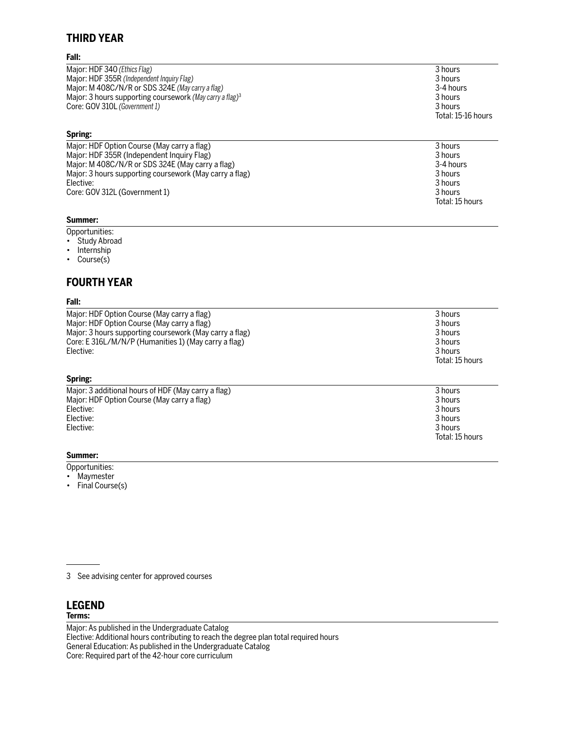## THIRD YEAR

**Fall:**

| | |
|---|---|
| Major: HDF 340 *(Ethics Flag)* | 3 hours |
| Major: HDF 355R *(Independent Inquiry Flag)* | 3 hours |
| Major: M 408C/N/R or SDS 324E *(May carry a flag)* | 3-4 hours |
| Major: 3 hours supporting coursework *(May carry a flag)*[3] | 3 hours |
| Core: GOV 310L *(Government 1)* | 3 hours |
| | Total: 15-16 hours |

**Spring:**

| | |
|---|---|
| Major: HDF Option Course (May carry a flag) | 3 hours |
| Major: HDF 355R (Independent Inquiry Flag) | 3 hours |
| Major: M 408C/N/R or SDS 324E (May carry a flag) | 3-4 hours |
| Major: 3 hours supporting coursework (May carry a flag) | 3 hours |
| Elective: | 3 hours |
| Core: GOV 312L (Government 1) | 3 hours |
| | Total: 15 hours |

**Summer:**

Opportunities:

- Study Abroad
- Internship
- Course(s)

## FOURTH YEAR

**Fall:**

| | |
|---|---|
| Major: HDF Option Course (May carry a flag) | 3 hours |
| Major: HDF Option Course (May carry a flag) | 3 hours |
| Major: 3 hours supporting coursework (May carry a flag) | 3 hours |
| Core: E 316L/M/N/P (Humanities 1) (May carry a flag) | 3 hours |
| Elective: | 3 hours |
| | Total: 15 hours |

**Spring:**

| | |
|---|---|
| Major: 3 additional hours of HDF (May carry a flag) | 3 hours |
| Major: HDF Option Course (May carry a flag) | 3 hours |
| Elective: | 3 hours |
| Elective: | 3 hours |
| Elective: | 3 hours |
| | Total: 15 hours |

**Summer:**

Opportunities:

- Maymester
- Final Course(s)

3 See advising center for approved courses

## LEGEND

**Terms:**

Major: As published in the Undergraduate Catalog
Elective: Additional hours contributing to reach the degree plan total required hours
General Education: As published in the Undergraduate Catalog
Core: Required part of the 42-hour core curriculum